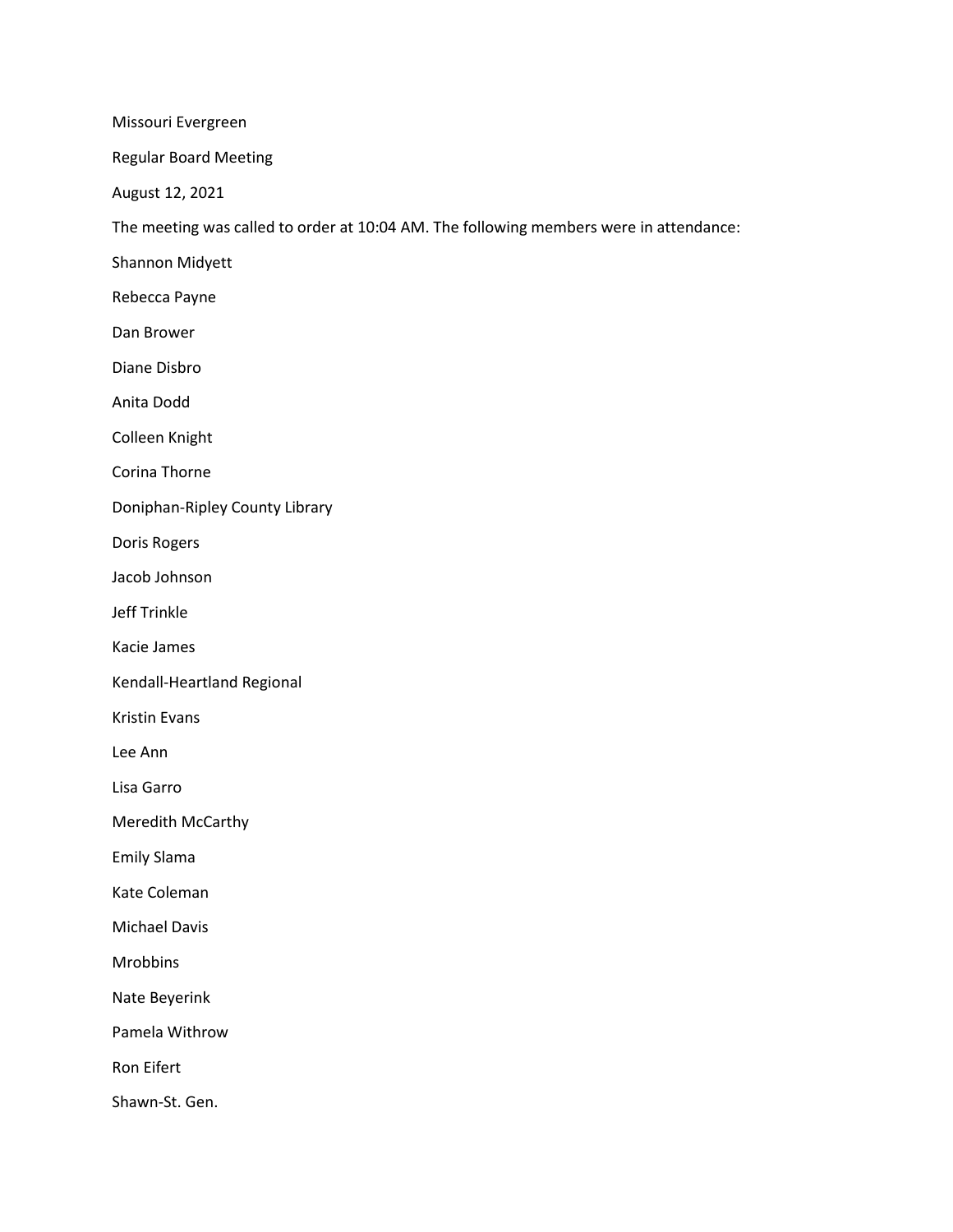Missouri Evergreen

Regular Board Meeting

August 12, 2021

The meeting was called to order at 10:04 AM. The following members were in attendance:

Shannon Midyett

Rebecca Payne

Dan Brower

Diane Disbro

Anita Dodd

Colleen Knight

Corina Thorne

Doniphan-Ripley County Library

Doris Rogers

Jacob Johnson

Jeff Trinkle

Kacie James

Kendall-Heartland Regional

Kristin Evans

Lee Ann

Lisa Garro

Meredith McCarthy

Emily Slama

Kate Coleman

Michael Davis

Mrobbins

Nate Beyerink

Pamela Withrow

Ron Eifert

Shawn-St. Gen.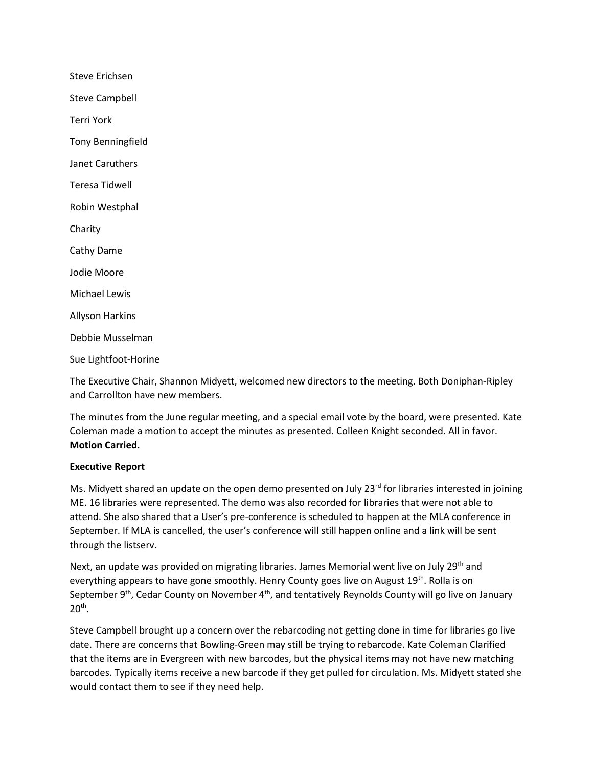Steve Erichsen

Steve Campbell

Terri York

Tony Benningfield

Janet Caruthers

Teresa Tidwell

Robin Westphal

Charity

Cathy Dame

Jodie Moore

Michael Lewis

Allyson Harkins

Debbie Musselman

Sue Lightfoot-Horine

The Executive Chair, Shannon Midyett, welcomed new directors to the meeting. Both Doniphan-Ripley and Carrollton have new members.

The minutes from the June regular meeting, and a special email vote by the board, were presented. Kate Coleman made a motion to accept the minutes as presented. Colleen Knight seconded. All in favor. **Motion Carried.**

**Executive Report**

Ms. Midyett shared an update on the open demo presented on July 23rd for libraries interested in joining ME. 16 libraries were represented. The demo was also recorded for libraries that were not able to attend. She also shared that a User's pre-conference is scheduled to happen at the MLA conference in September. If MLA is cancelled, the user's conference will still happen online and a link will be sent through the listserv.

Next, an update was provided on migrating libraries. James Memorial went live on July 29th and everything appears to have gone smoothly. Henry County goes live on August 19th. Rolla is on September 9th, Cedar County on November 4th, and tentatively Reynolds County will go live on January 20th.

Steve Campbell brought up a concern over the rebarcoding not getting done in time for libraries go live date. There are concerns that Bowling-Green may still be trying to rebarcode. Kate Coleman Clarified that the items are in Evergreen with new barcodes, but the physical items may not have new matching barcodes. Typically items receive a new barcode if they get pulled for circulation. Ms. Midyett stated she would contact them to see if they need help.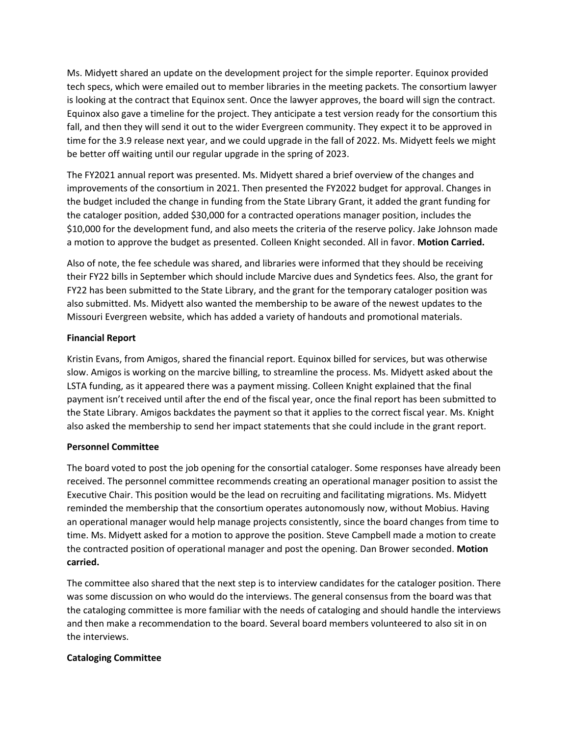Ms. Midyett shared an update on the development project for the simple reporter. Equinox provided tech specs, which were emailed out to member libraries in the meeting packets. The consortium lawyer is looking at the contract that Equinox sent. Once the lawyer approves, the board will sign the contract. Equinox also gave a timeline for the project. They anticipate a test version ready for the consortium this fall, and then they will send it out to the wider Evergreen community. They expect it to be approved in time for the 3.9 release next year, and we could upgrade in the fall of 2022. Ms. Midyett feels we might be better off waiting until our regular upgrade in the spring of 2023.

The FY2021 annual report was presented. Ms. Midyett shared a brief overview of the changes and improvements of the consortium in 2021. Then presented the FY2022 budget for approval. Changes in the budget included the change in funding from the State Library Grant, it added the grant funding for the cataloger position, added $30,000 for a contracted operations manager position, includes the $10,000 for the development fund, and also meets the criteria of the reserve policy. Jake Johnson made a motion to approve the budget as presented. Colleen Knight seconded. All in favor. **Motion Carried.**

Also of note, the fee schedule was shared, and libraries were informed that they should be receiving their FY22 bills in September which should include Marcive dues and Syndetics fees. Also, the grant for FY22 has been submitted to the State Library, and the grant for the temporary cataloger position was also submitted. Ms. Midyett also wanted the membership to be aware of the newest updates to the Missouri Evergreen website, which has added a variety of handouts and promotional materials.

**Financial Report**

Kristin Evans, from Amigos, shared the financial report. Equinox billed for services, but was otherwise slow. Amigos is working on the marcive billing, to streamline the process. Ms. Midyett asked about the LSTA funding, as it appeared there was a payment missing. Colleen Knight explained that the final payment isn't received until after the end of the fiscal year, once the final report has been submitted to the State Library. Amigos backdates the payment so that it applies to the correct fiscal year. Ms. Knight also asked the membership to send her impact statements that she could include in the grant report.

**Personnel Committee**

The board voted to post the job opening for the consortial cataloger. Some responses have already been received. The personnel committee recommends creating an operational manager position to assist the Executive Chair. This position would be the lead on recruiting and facilitating migrations. Ms. Midyett reminded the membership that the consortium operates autonomously now, without Mobius. Having an operational manager would help manage projects consistently, since the board changes from time to time. Ms. Midyett asked for a motion to approve the position. Steve Campbell made a motion to create the contracted position of operational manager and post the opening. Dan Brower seconded. **Motion carried.**

The committee also shared that the next step is to interview candidates for the cataloger position. There was some discussion on who would do the interviews. The general consensus from the board was that the cataloging committee is more familiar with the needs of cataloging and should handle the interviews and then make a recommendation to the board. Several board members volunteered to also sit in on the interviews.

**Cataloging Committee**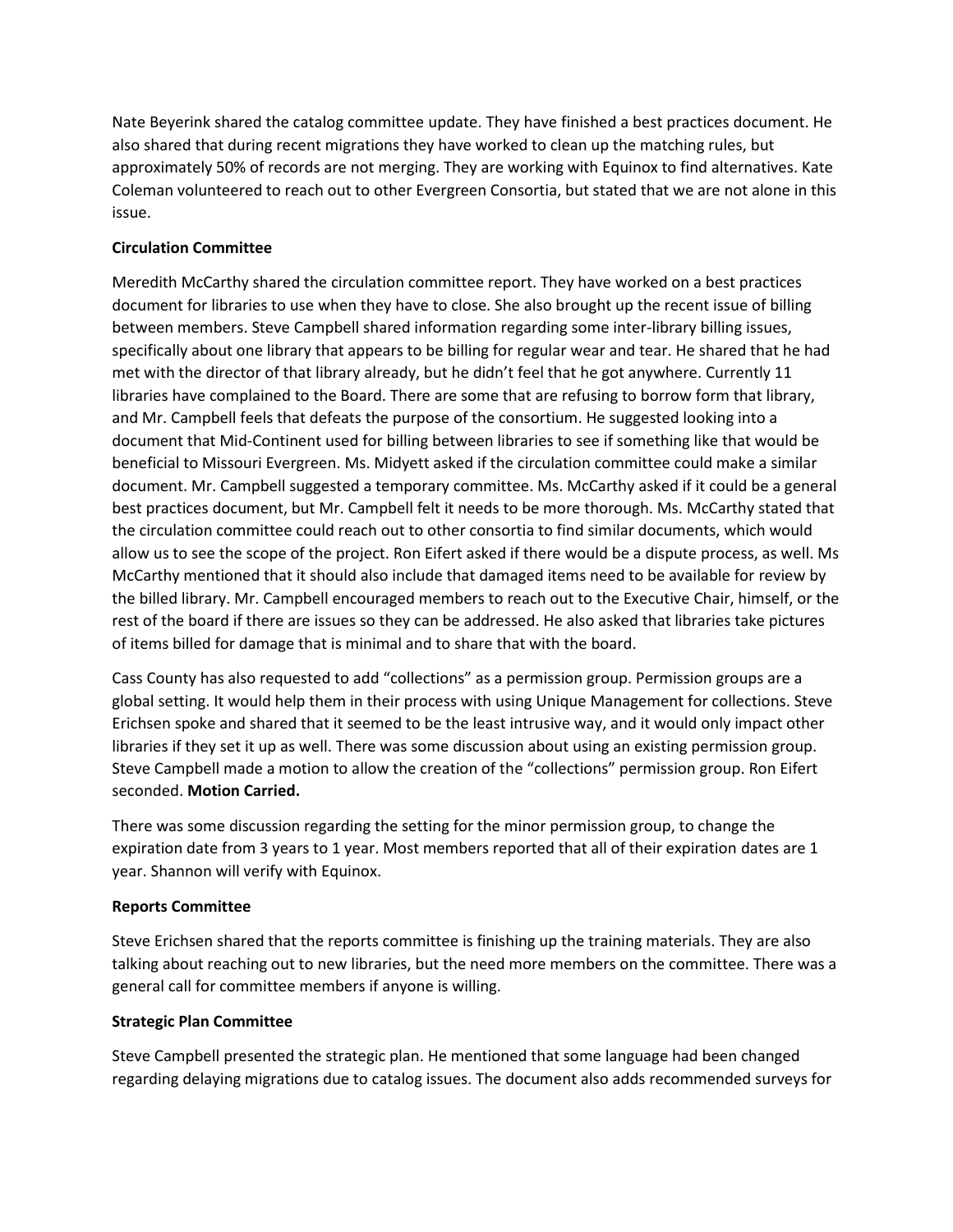Nate Beyerink shared the catalog committee update. They have finished a best practices document. He also shared that during recent migrations they have worked to clean up the matching rules, but approximately 50% of records are not merging. They are working with Equinox to find alternatives. Kate Coleman volunteered to reach out to other Evergreen Consortia, but stated that we are not alone in this issue.

**Circulation Committee**

Meredith McCarthy shared the circulation committee report. They have worked on a best practices document for libraries to use when they have to close. She also brought up the recent issue of billing between members. Steve Campbell shared information regarding some inter-library billing issues, specifically about one library that appears to be billing for regular wear and tear. He shared that he had met with the director of that library already, but he didn't feel that he got anywhere. Currently 11 libraries have complained to the Board. There are some that are refusing to borrow form that library, and Mr. Campbell feels that defeats the purpose of the consortium. He suggested looking into a document that Mid-Continent used for billing between libraries to see if something like that would be beneficial to Missouri Evergreen. Ms. Midyett asked if the circulation committee could make a similar document. Mr. Campbell suggested a temporary committee. Ms. McCarthy asked if it could be a general best practices document, but Mr. Campbell felt it needs to be more thorough. Ms. McCarthy stated that the circulation committee could reach out to other consortia to find similar documents, which would allow us to see the scope of the project. Ron Eifert asked if there would be a dispute process, as well. Ms McCarthy mentioned that it should also include that damaged items need to be available for review by the billed library. Mr. Campbell encouraged members to reach out to the Executive Chair, himself, or the rest of the board if there are issues so they can be addressed. He also asked that libraries take pictures of items billed for damage that is minimal and to share that with the board.

Cass County has also requested to add "collections" as a permission group. Permission groups are a global setting. It would help them in their process with using Unique Management for collections. Steve Erichsen spoke and shared that it seemed to be the least intrusive way, and it would only impact other libraries if they set it up as well. There was some discussion about using an existing permission group. Steve Campbell made a motion to allow the creation of the "collections" permission group. Ron Eifert seconded. **Motion Carried.**

There was some discussion regarding the setting for the minor permission group, to change the expiration date from 3 years to 1 year. Most members reported that all of their expiration dates are 1 year. Shannon will verify with Equinox.

**Reports Committee**

Steve Erichsen shared that the reports committee is finishing up the training materials. They are also talking about reaching out to new libraries, but the need more members on the committee. There was a general call for committee members if anyone is willing.

**Strategic Plan Committee**

Steve Campbell presented the strategic plan. He mentioned that some language had been changed regarding delaying migrations due to catalog issues. The document also adds recommended surveys for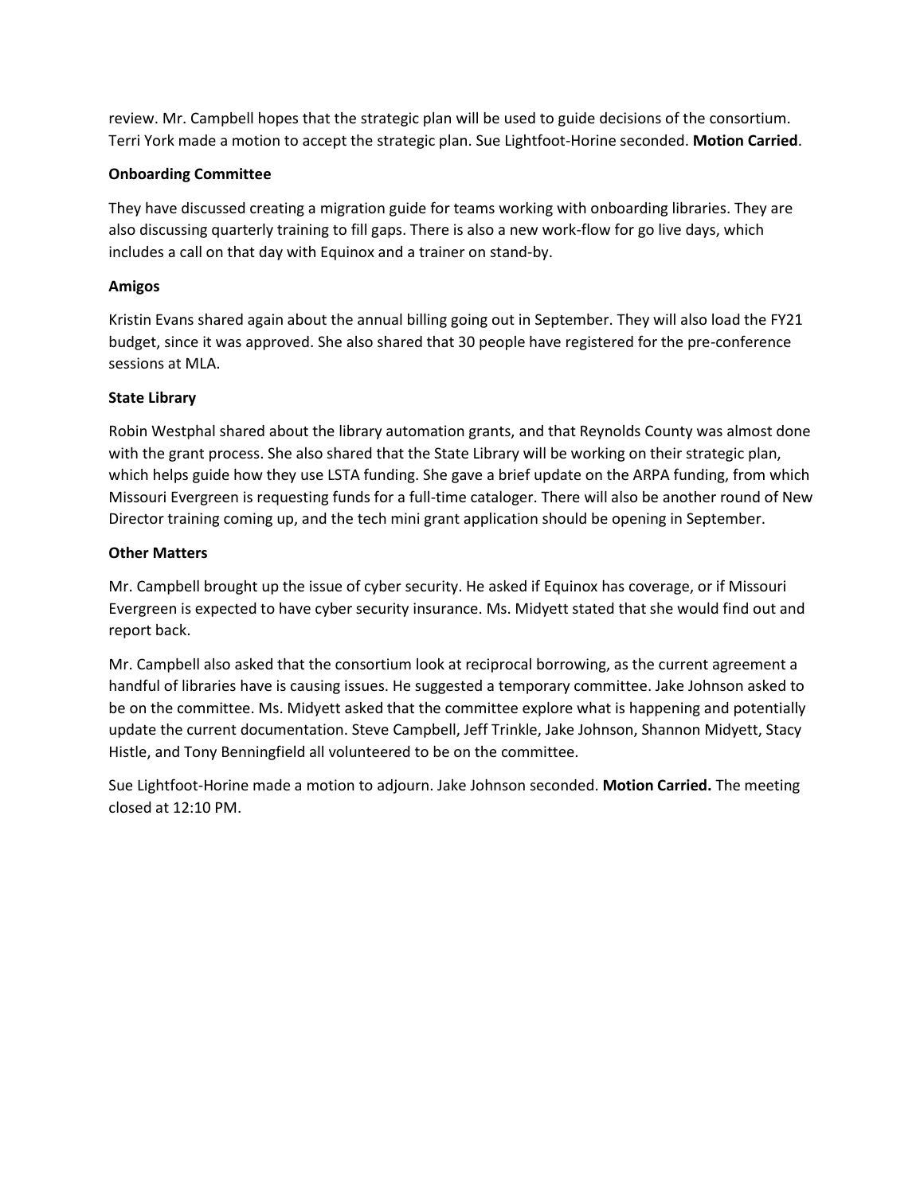review. Mr. Campbell hopes that the strategic plan will be used to guide decisions of the consortium. Terri York made a motion to accept the strategic plan. Sue Lightfoot-Horine seconded. **Motion Carried**.

**Onboarding Committee**

They have discussed creating a migration guide for teams working with onboarding libraries. They are also discussing quarterly training to fill gaps. There is also a new work-flow for go live days, which includes a call on that day with Equinox and a trainer on stand-by.

**Amigos**

Kristin Evans shared again about the annual billing going out in September. They will also load the FY21 budget, since it was approved. She also shared that 30 people have registered for the pre-conference sessions at MLA.

**State Library**

Robin Westphal shared about the library automation grants, and that Reynolds County was almost done with the grant process. She also shared that the State Library will be working on their strategic plan, which helps guide how they use LSTA funding. She gave a brief update on the ARPA funding, from which Missouri Evergreen is requesting funds for a full-time cataloger. There will also be another round of New Director training coming up, and the tech mini grant application should be opening in September.

**Other Matters**

Mr. Campbell brought up the issue of cyber security. He asked if Equinox has coverage, or if Missouri Evergreen is expected to have cyber security insurance. Ms. Midyett stated that she would find out and report back.

Mr. Campbell also asked that the consortium look at reciprocal borrowing, as the current agreement a handful of libraries have is causing issues. He suggested a temporary committee. Jake Johnson asked to be on the committee. Ms. Midyett asked that the committee explore what is happening and potentially update the current documentation. Steve Campbell, Jeff Trinkle, Jake Johnson, Shannon Midyett, Stacy Histle, and Tony Benningfield all volunteered to be on the committee.

Sue Lightfoot-Horine made a motion to adjourn. Jake Johnson seconded. **Motion Carried.** The meeting closed at 12:10 PM.